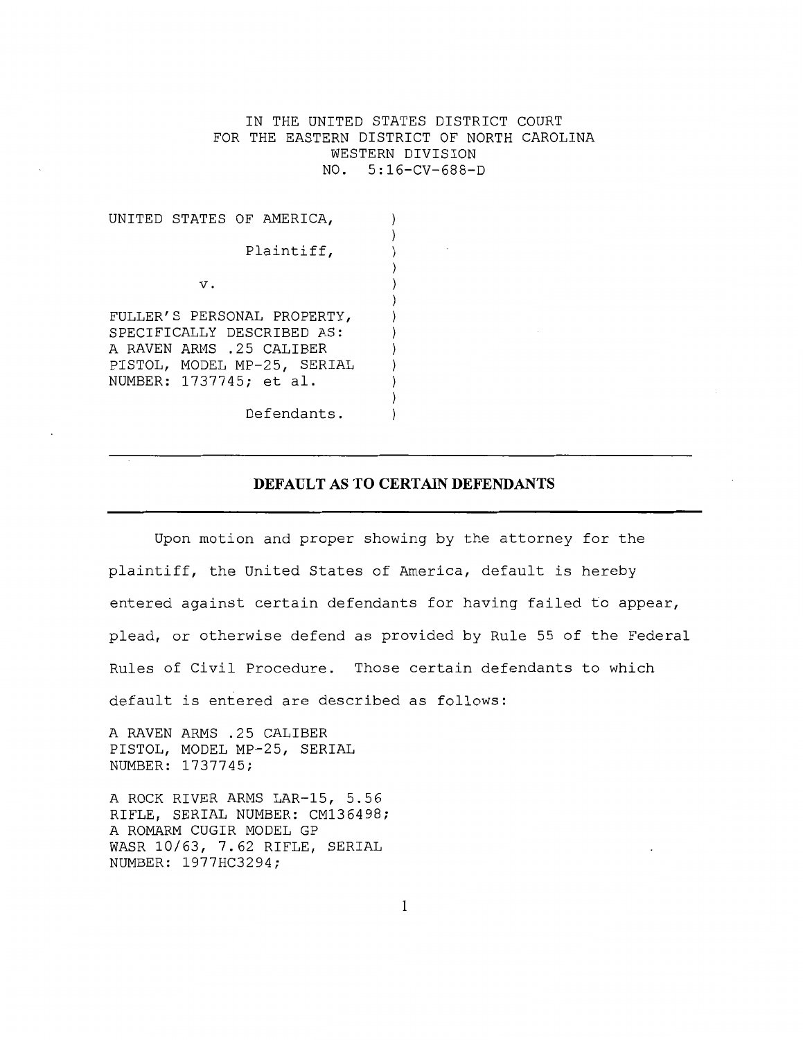IN THE UNITED STATES DISTRICT COURT
FOR THE EASTERN DISTRICT OF NORTH CAROLINA
WESTERN DIVISION
NO. 5:16-CV-688-D

UNITED STATES OF AMERICA,

Plaintiff,

v.

FULLER'S PERSONAL PROPERTY, SPECIFICALLY DESCRIBED AS: A RAVEN ARMS .25 CALIBER PISTOL, MODEL MP-25, SERIAL NUMBER: 1737745; et al.

Defendants.

## DEFAULT AS TO CERTAIN DEFENDANTS

Upon motion and proper showing by the attorney for the plaintiff, the United States of America, default is hereby entered against certain defendants for having failed to appear, plead, or otherwise defend as provided by Rule 55 of the Federal Rules of Civil Procedure. Those certain defendants to which default is entered are described as follows:

A RAVEN ARMS .25 CALIBER PISTOL, MODEL MP-25, SERIAL NUMBER: 1737745;

A ROCK RIVER ARMS LAR-15, 5.56 RIFLE, SERIAL NUMBER: CM136498;
A ROMARM CUGIR MODEL GP WASR 10/63, 7.62 RIFLE, SERIAL NUMBER: 1977HC3294;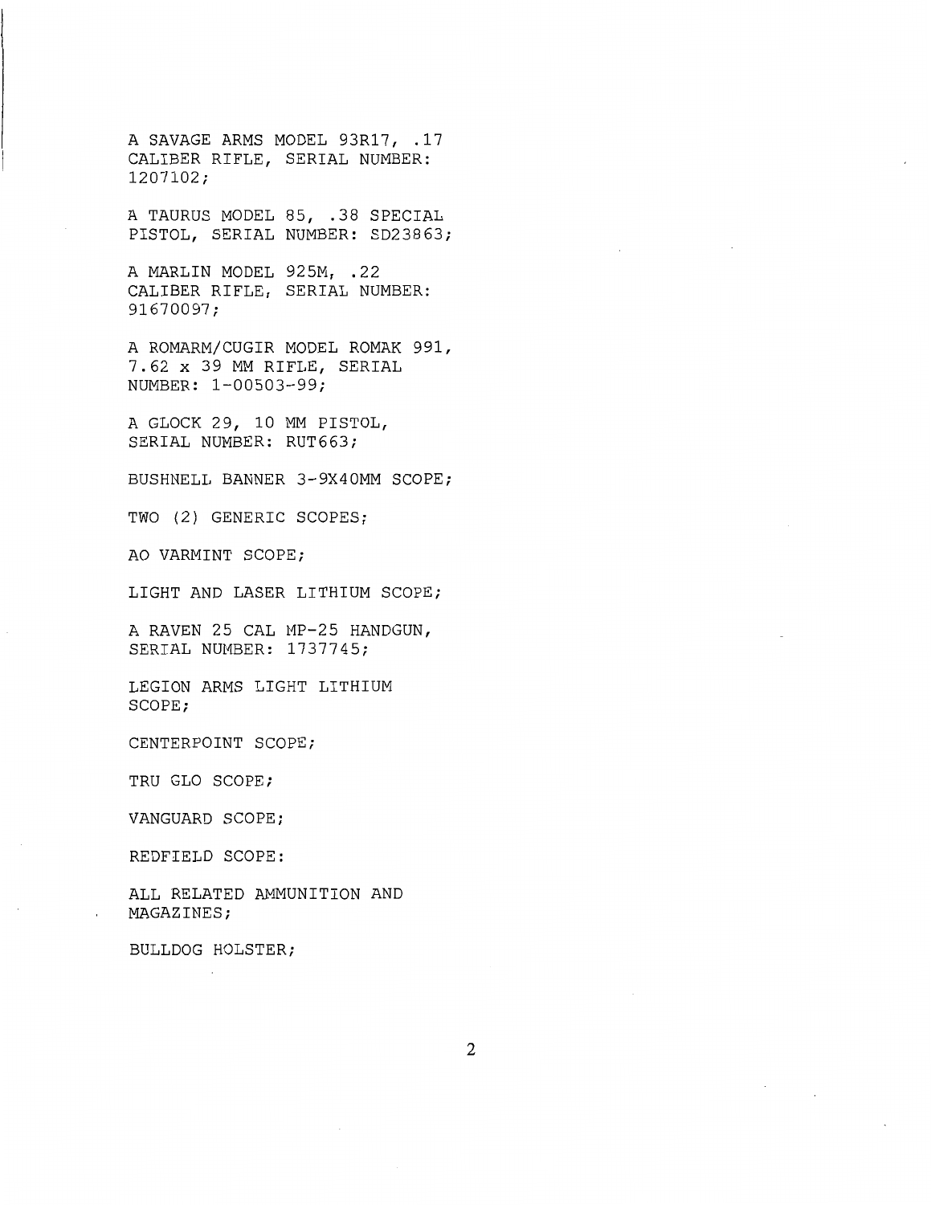A SAVAGE ARMS MODEL 93R17, .17 CALIBER RIFLE, SERIAL NUMBER: 1207102;

A TAURUS MODEL 85, .38 SPECIAL PISTOL, SERIAL NUMBER: SD23863;

A MARLIN MODEL 925M, .22 CALIBER RIFLE, SERIAL NUMBER: 91670097;

A ROMARM/CUGIR MODEL ROMAK 991, 7.62 x 39 MM RIFLE, SERIAL NUMBER: 1-00503-99;

A GLOCK 29, 10 MM PISTOL, SERIAL NUMBER: RUT663;

BUSHNELL BANNER 3-9X40MM SCOPE;

TWO (2) GENERIC SCOPES;

AO VARMINT SCOPE;

LIGHT AND LASER LITHIUM SCOPE;

A RAVEN 25 CAL MP-25 HANDGUN, SERIAL NUMBER: 1737745;

LEGION ARMS LIGHT LITHIUM SCOPE;

CENTERPOINT SCOPE;

TRU GLO SCOPE;

VANGUARD SCOPE;

REDFIELD SCOPE:

ALL RELATED AMMUNITION AND MAGAZINES;

BULLDOG HOLSTER;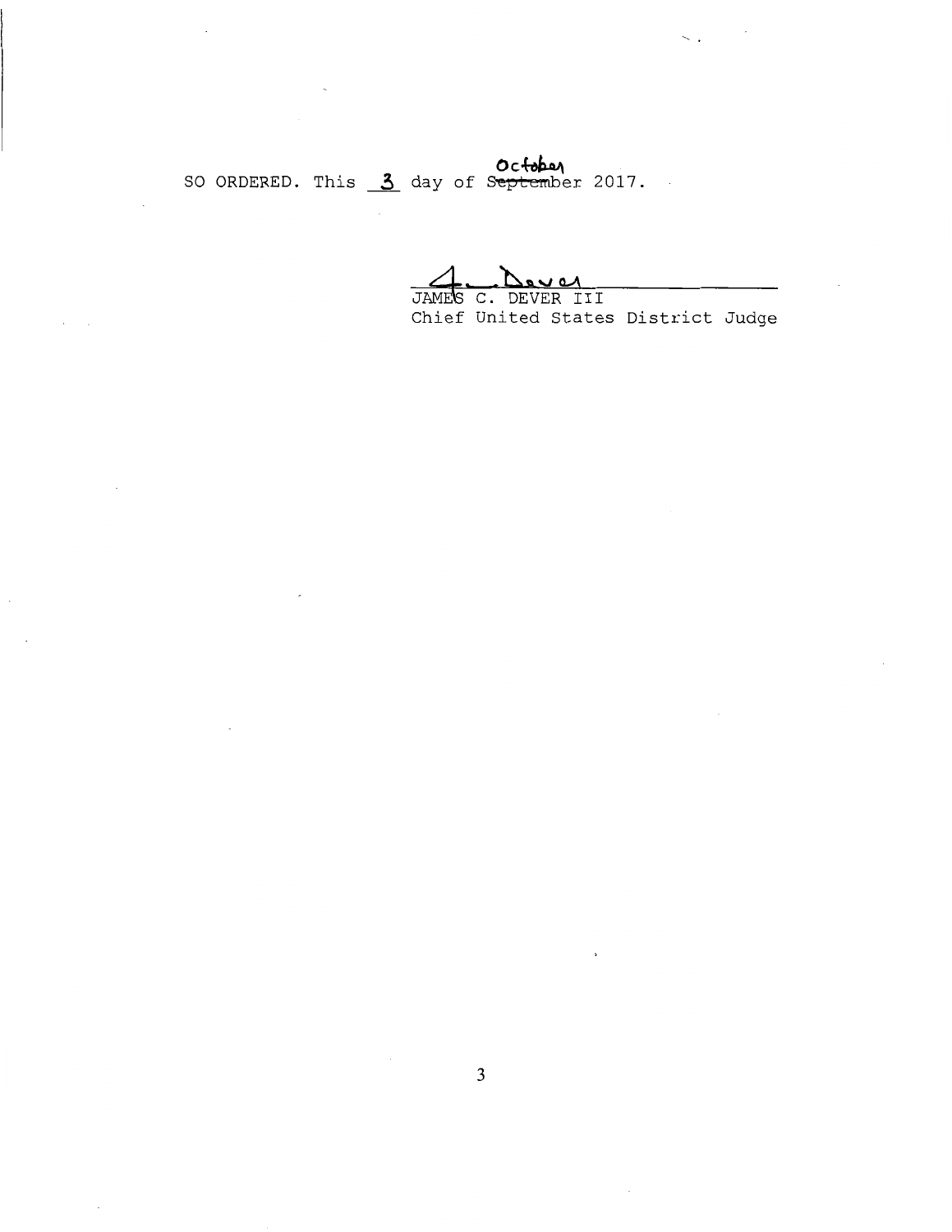SO ORDERED. This 3 day of ~~September~~ October 2017.

JAMES C. DEVER III
Chief United States District Judge